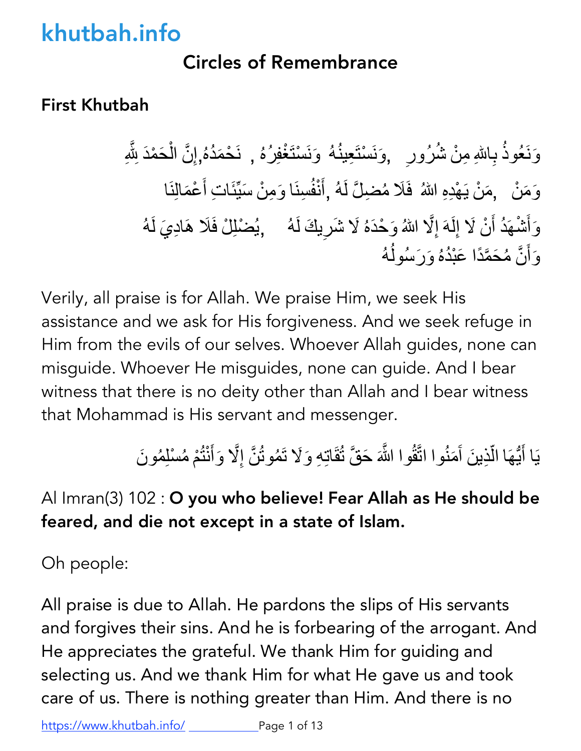# khutbah.info

## Circles of Remembrance

### First Khutbah

إِنَّ الْحَمْدَ لِلَّهِ, نَحْمَدُهُ , وَنَسْتَعِينُهُ وَنَسْتَغْفِرُهُ, وَنَعُوذُ بِاللهِ مِنْ شُرُورِ أَنْفُسِنَا وَمِنْ سَيِّئَاتِ أَعْمَالِنَا, مَنْ يَهْدِهِ اللهُ فَلَا مُضِلَّ لَهُ, وَمَنْ يُضْلِلْ فَلَا هَادِيَ لَهُ, وَأَشْهَدُ أَنْ لَا إِلَهَ إِلَّا اللهُ وَحْدَهُ لَا شَرِيكَ لَهُ وَأَنَّ مُحَمَّدًا عَبْدُهُ وَرَسُولُهُ

Verily, all praise is for Allah. We praise Him, we seek His assistance and we ask for His forgiveness. And we seek refuge in Him from the evils of our selves. Whoever Allah guides, none can misguide. Whoever He misguides, none can guide. And I bear witness that there is no deity other than Allah and I bear witness that Mohammad is His servant and messenger.

يَا أَيُّهَا الَّذِينَ آمَنُوا اتَّقُوا اللَّهَ حَقَّ تُقَاتِهِ وَلَا تَمُوتُنَّ إِلَّا وَأَنْتُمْ مُسْلِمُونَ

Al Imran(3) 102 : **O you who believe! Fear Allah as He should be feared, and die not except in a state of Islam.**

Oh people:

All praise is due to Allah. He pardons the slips of His servants and forgives their sins. And he is forbearing of the arrogant. And He appreciates the grateful. We thank Him for guiding and selecting us. And we thank Him for what He gave us and took care of us. There is nothing greater than Him. And there is no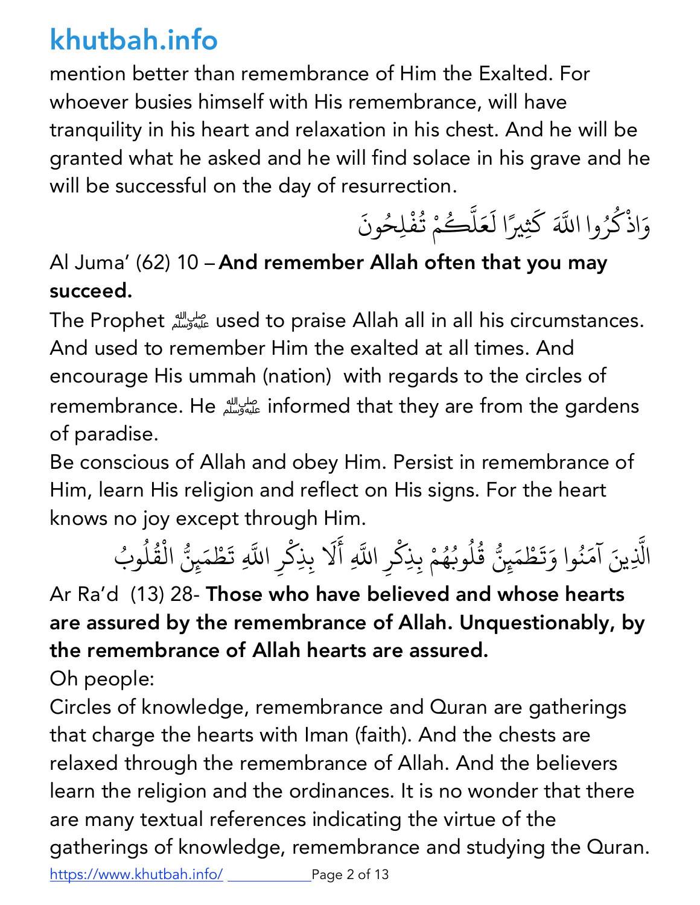mention better than remembrance of Him the Exalted. For whoever busies himself with His remembrance, will have tranquility in his heart and relaxation in his chest. And he will be granted what he asked and he will find solace in his grave and he will be successful on the day of resurrection.

وَاذْكُرُوا اللَّهَ كَثِيرًا لَعَلَّكُمْ تُفْلِحُونَ

Al Juma' (62) 10 – **And remember Allah often that you may succeed.**

The Prophet ﷺ used to praise Allah all in all his circumstances. And used to remember Him the exalted at all times. And encourage His ummah (nation) with regards to the circles of remembrance. He ﷺ informed that they are from the gardens of paradise.

Be conscious of Allah and obey Him. Persist in remembrance of Him, learn His religion and reflect on His signs. For the heart knows no joy except through Him.

الَّذِينَ آمَنُوا وَتَطْمَئِنُّ قُلُوبُهُمْ بِذِكْرِ اللَّهِ أَلَا بِذِكْرِ اللَّهِ تَطْمَئِنُّ الْقُلُوبُ

Ar Ra'd (13) 28- **Those who have believed and whose hearts are assured by the remembrance of Allah. Unquestionably, by the remembrance of Allah hearts are assured.**

Oh people:

Circles of knowledge, remembrance and Quran are gatherings that charge the hearts with Iman (faith). And the chests are relaxed through the remembrance of Allah. And the believers learn the religion and the ordinances. It is no wonder that there are many textual references indicating the virtue of the gatherings of knowledge, remembrance and studying the Quran.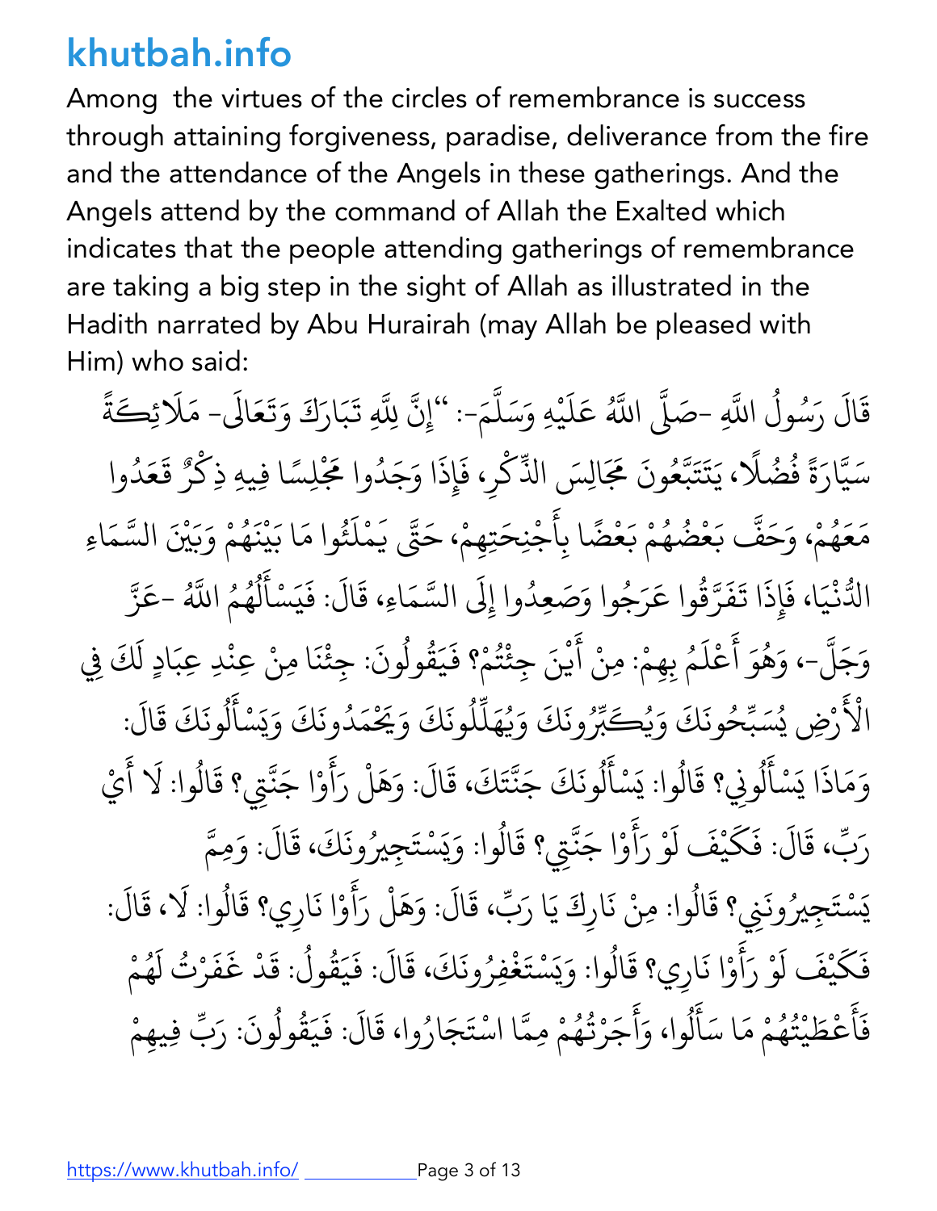Among the virtues of the circles of remembrance is success through attaining forgiveness, paradise, deliverance from the fire and the attendance of the Angels in these gatherings. And the Angels attend by the command of Allah the Exalted which indicates that the people attending gatherings of remembrance are taking a big step in the sight of Allah as illustrated in the Hadith narrated by Abu Hurairah (may Allah be pleased with Him) who said:

قَالَ رَسُولُ اللَّهِ -صَلَّى اللَّهُ عَلَيْهِ وَسَلَّمَ-: "إِنَّ لِلَّهِ تَبَارَكَ وَتَعَالَى- مَلَائِكَةً سَيَّارَةً فُضُلًا، يَتَتَبَّعُونَ مَجَالِسَ الذِّكْرِ، فَإِذَا وَجَدُوا مَجْلِسًا فِيهِ ذِكْرٌ قَعَدُوا مَعَهُمْ، وَحَفَّ بَعْضُهُمْ بَعْضًا بِأَجْنِحَتِهِمْ، حَتَّى يَمْلَئُوا مَا بَيْنَهُمْ وَبَيْنَ السَّمَاءِ الدُّنْيَا، فَإِذَا تَفَرَّقُوا عَرَجُوا وَصَعِدُوا إِلَى السَّمَاءِ، قَالَ: فَيَسْأَلُهُمُ اللَّهُ -عَزَّ وَجَلَّ-، وَهُوَ أَعْلَمُ بِهِمْ: مِنْ أَيْنَ جِئْتُمْ؟ فَيَقُولُونَ: جِئْنَا مِنْ عِنْدِ عِبَادٍ لَكَ فِي الْأَرْضِ يُسَبِّحُونَكَ وَيُكَبِّرُونَكَ وَيُهَلِّلُونَكَ وَيَحْمَدُونَكَ وَيَسْأَلُونَكَ قَالَ: وَمَاذَا يَسْأَلُونِي؟ قَالُوا: يَسْأَلُونَكَ جَنَّتَكَ، قَالَ: وَهَلْ رَأَوْا جَنَّتِي؟ قَالُوا: لَا أَيْ رَبِّ، قَالَ: فَكَيْفَ لَوْ رَأَوْا جَنَّتِي؟ قَالُوا: وَيَسْتَجِيرُونَكَ، قَالَ: وَمِمَّ يَسْتَجِيرُونَنِي؟ قَالُوا: مِنْ نَارِكَ يَا رَبِّ، قَالَ: وَهَلْ رَأَوْا نَارِي؟ قَالُوا: لَا، قَالَ: فَكَيْفَ لَوْ رَأَوْا نَارِي؟ قَالُوا: وَيَسْتَغْفِرُونَكَ، قَالَ: فَيَقُولُ: قَدْ غَفَرْتُ لَهُمْ فَأَعْطَيْتُهُمْ مَا سَأَلُوا، وَأَجَرْتُهُمْ مِمَّا اسْتَجَارُوا، قَالَ: فَيَقُولُونَ: رَبِّ فِيهِمْ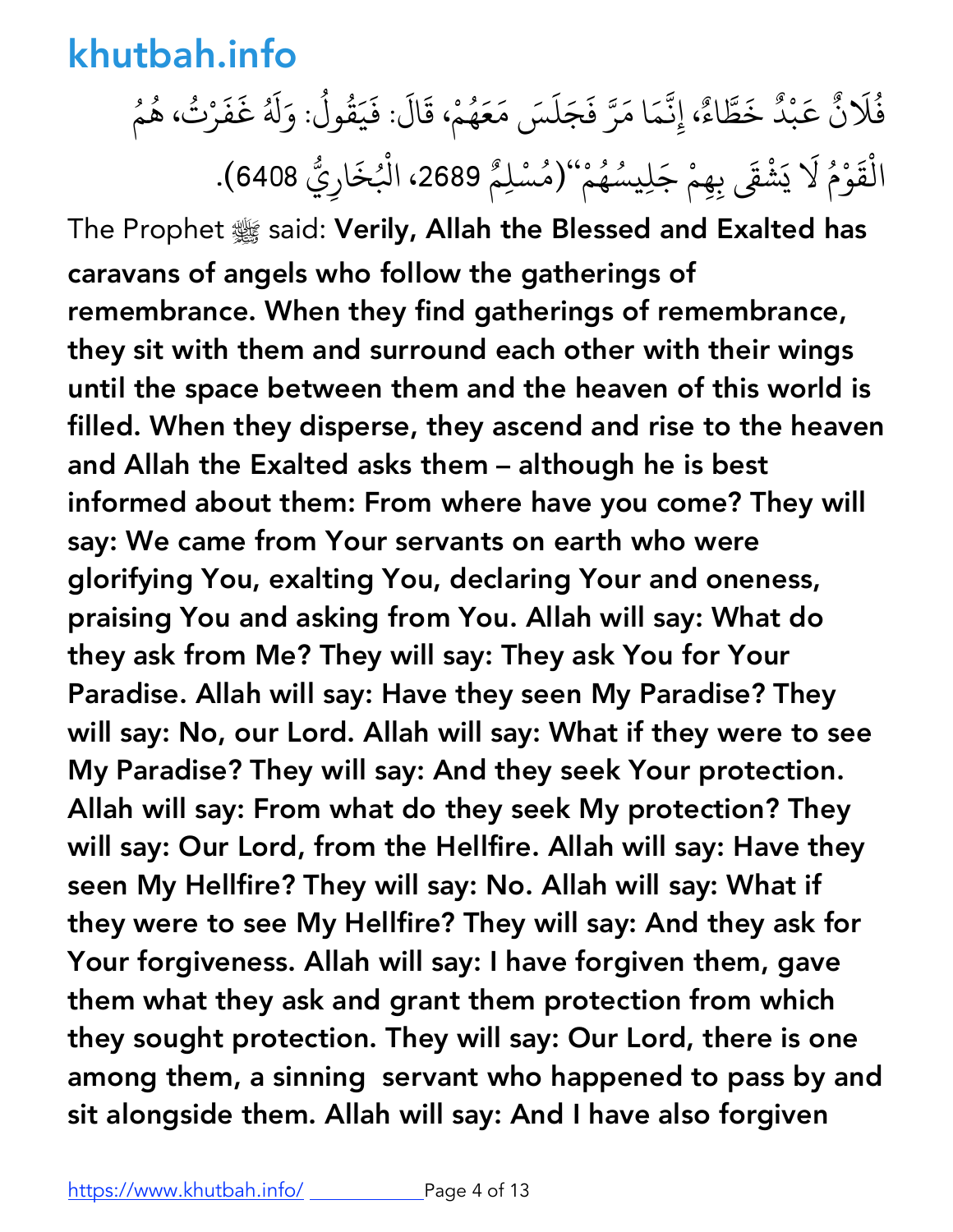فُلَانٌ عَبْدٌ خَطَّاءٌ، إِنَّمَا مَرَّ فَجَلَسَ مَعَهُمْ، قَالَ: فَيَقُولُ: وَلَهُ غَفَرْتُ، هُمُ الْقَوْمُ لَا يَشْقَى بِهِمْ جَلِيسُهُمْ"(مُسْلِمٌ 2689، الْبُخَارِيُّ 6408).

The Prophet ﷺ said: **Verily, Allah the Blessed and Exalted has caravans of angels who follow the gatherings of remembrance. When they find gatherings of remembrance, they sit with them and surround each other with their wings until the space between them and the heaven of this world is filled. When they disperse, they ascend and rise to the heaven and Allah the Exalted asks them – although he is best informed about them: From where have you come? They will say: We came from Your servants on earth who were glorifying You, exalting You, declaring Your and oneness, praising You and asking from You. Allah will say: What do they ask from Me? They will say: They ask You for Your Paradise. Allah will say: Have they seen My Paradise? They will say: No, our Lord. Allah will say: What if they were to see My Paradise? They will say: And they seek Your protection. Allah will say: From what do they seek My protection? They will say: Our Lord, from the Hellfire. Allah will say: Have they seen My Hellfire? They will say: No. Allah will say: What if they were to see My Hellfire? They will say: And they ask for Your forgiveness. Allah will say: I have forgiven them, gave them what they ask and grant them protection from which they sought protection. They will say: Our Lord, there is one among them, a sinning servant who happened to pass by and sit alongside them. Allah will say: And I have also forgiven**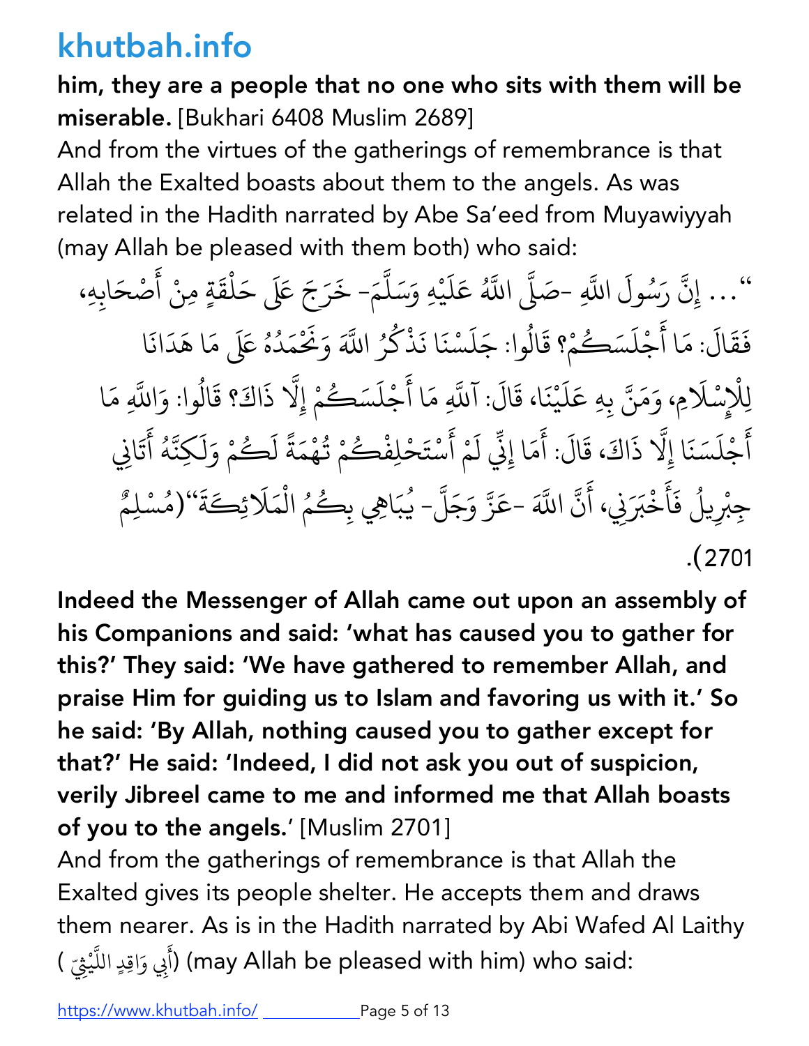**him, they are a people that no one who sits with them will be miserable.** [Bukhari 6408 Muslim 2689]

And from the virtues of the gatherings of remembrance is that Allah the Exalted boasts about them to the angels. As was related in the Hadith narrated by Abe Sa'eed from Muyawiyyah (may Allah be pleased with them both) who said:

"... إِنَّ رَسُولَ اللَّهِ -صَلَّى اللَّهُ عَلَيْهِ وَسَلَّمَ- خَرَجَ عَلَى حَلْقَةٍ مِنْ أَصْحَابِهِ، فَقَالَ: مَا أَجْلَسَكُمْ؟ قَالُوا: جَلَسْنَا نَذْكُرُ اللَّهَ وَنَحْمَدُهُ عَلَى مَا هَدَانَا لِلْإِسْلَامِ، وَمَنَّ بِهِ عَلَيْنَا، قَالَ: آللَّهِ مَا أَجْلَسَكُمْ إِلَّا ذَاكَ؟ قَالُوا: وَاللَّهِ مَا أَجْلَسَنَا إِلَّا ذَاكَ، قَالَ: أَمَا إِنِّي لَمْ أَسْتَحْلِفْكُمْ تُهْمَةً لَكُمْ وَلَكِنَّهُ أَتَانِي جِبْرِيلُ فَأَخْبَرَنِي، أَنَّ اللَّهَ -عَزَّ وَجَلَّ- يُبَاهِي بِكُمُ الْمَلَائِكَةَ"(مُسْلِمٌ 2701).

**Indeed the Messenger of Allah came out upon an assembly of his Companions and said: 'what has caused you to gather for this?' They said: 'We have gathered to remember Allah, and praise Him for guiding us to Islam and favoring us with it.' So he said: 'By Allah, nothing caused you to gather except for that?' He said: 'Indeed, I did not ask you out of suspicion, verily Jibreel came to me and informed me that Allah boasts of you to the angels.'** [Muslim 2701]

And from the gatherings of remembrance is that Allah the Exalted gives its people shelter. He accepts them and draws them nearer. As is in the Hadith narrated by Abi Wafed Al Laithy ( أَبِي وَاقِدٍ اللَّيْثِيّ ) (may Allah be pleased with him) who said: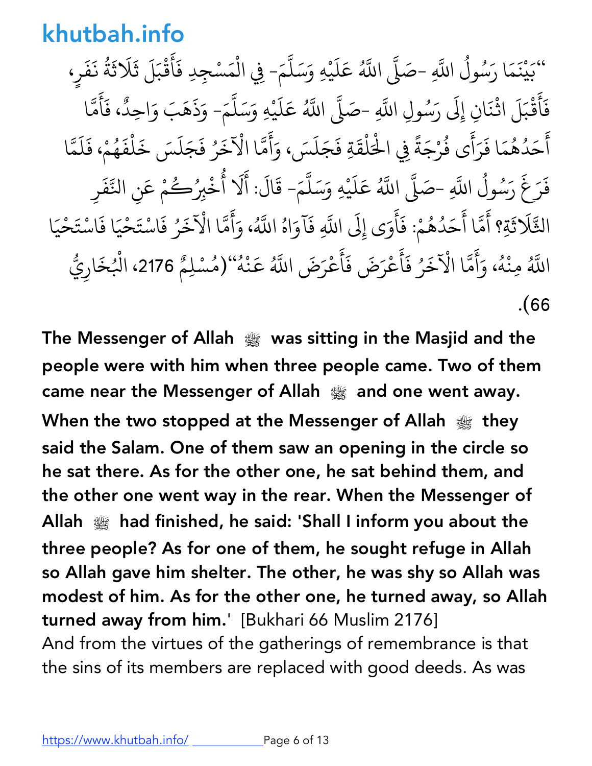"بَيْنَمَا رَسُولُ اللَّهِ -صَلَّى اللَّهُ عَلَيْهِ وَسَلَّمَ- فِي الْمَسْجِدِ فَأَقْبَلَ ثَلَاثَةُ نَفَرٍ، فَأَقْبَلَ اثْنَانِ إِلَى رَسُولِ اللَّهِ -صَلَّى اللَّهُ عَلَيْهِ وَسَلَّمَ- وَذَهَبَ وَاحِدٌ، فَأَمَّا أَحَدُهُمَا فَرَأَى فُرْجَةً فِي الْحَلْقَةِ فَجَلَسَ، وَأَمَّا الْآخَرُ فَجَلَسَ خَلْفَهُمْ، فَلَمَّا فَرَغَ رَسُولُ اللَّهِ -صَلَّى اللَّهُ عَلَيْهِ وَسَلَّمَ- قَالَ: أَلَا أُخْبِرُكُمْ عَنِ النَّفَرِ الثَّلَاثَةِ؟ أَمَّا أَحَدُهُمْ: فَأَوَى إِلَى اللَّهِ فَآوَاهُ اللَّهُ، وَأَمَّا الْآخَرُ فَاسْتَحْيَا فَاسْتَحْيَا اللَّهُ مِنْهُ، وَأَمَّا الْآخَرُ فَأَعْرَضَ فَأَعْرَضَ اللَّهُ عَنْهُ"(مُسْلِمٌ 2176، الْبُخَارِيُّ 66).

**The Messenger of Allah ﷺ was sitting in the Masjid and the people were with him when three people came. Two of them came near the Messenger of Allah ﷺ and one went away. When the two stopped at the Messenger of Allah ﷺ they said the Salam. One of them saw an opening in the circle so he sat there. As for the other one, he sat behind them, and the other one went way in the rear. When the Messenger of Allah ﷺ had finished, he said: 'Shall I inform you about the three people? As for one of them, he sought refuge in Allah so Allah gave him shelter. The other, he was shy so Allah was modest of him. As for the other one, he turned away, so Allah turned away from him.'** [Bukhari 66 Muslim 2176]

And from the virtues of the gatherings of remembrance is that the sins of its members are replaced with good deeds. As was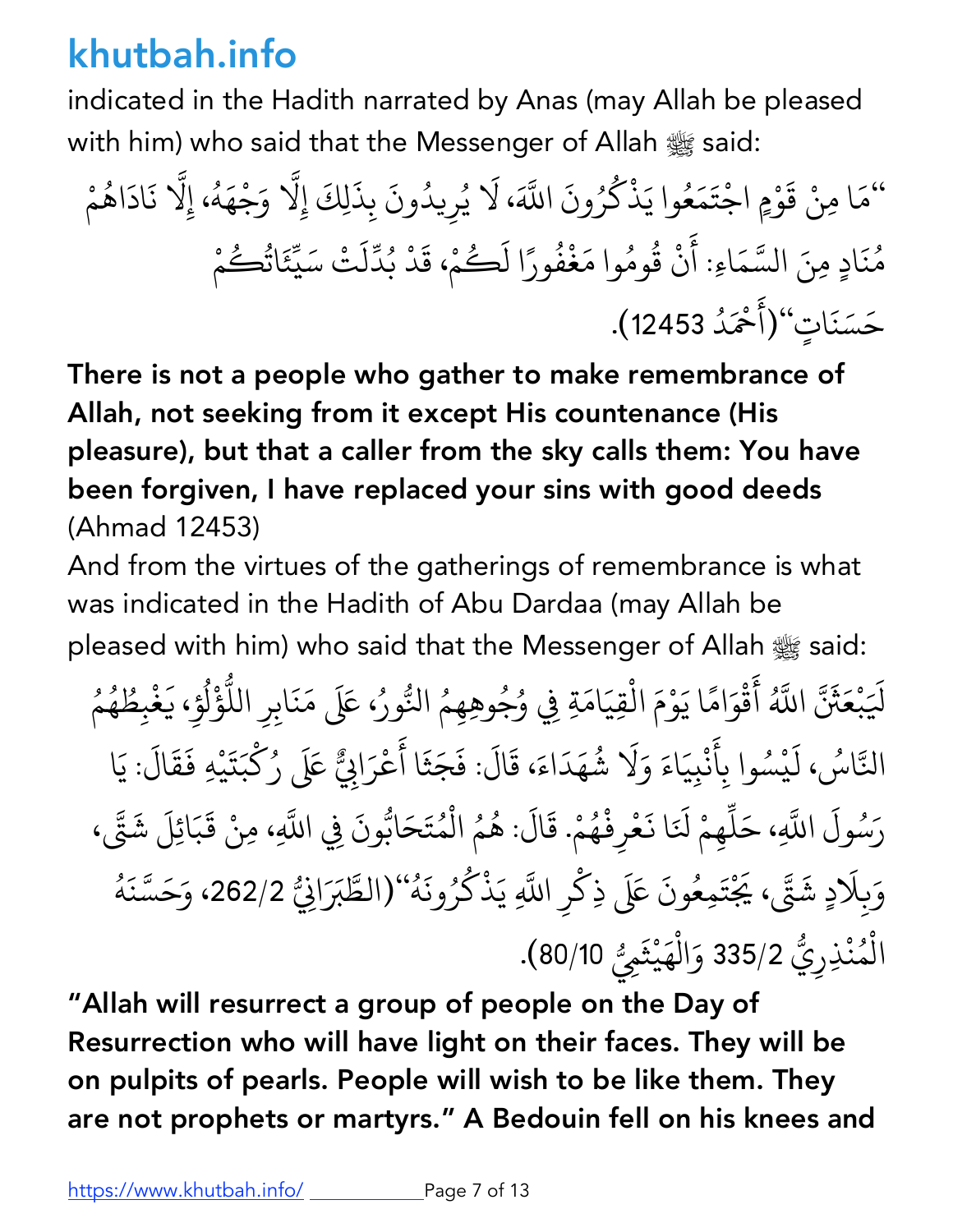indicated in the Hadith narrated by Anas (may Allah be pleased with him) who said that the Messenger of Allah ﷺ said:

"مَا مِنْ قَوْمٍ اجْتَمَعُوا يَذْكُرُونَ اللَّهَ، لَا يُرِيدُونَ بِذَلِكَ إِلَّا وَجْهَهُ، إِلَّا نَادَاهُمْ مُنَادٍ مِنَ السَّمَاءِ: أَنْ قُومُوا مَغْفُورًا لَكُمْ، قَدْ بُدِّلَتْ سَيِّئَاتُكُمْ حَسَنَاتٍ"(أَحْمَدُ 12453).

**There is not a people who gather to make remembrance of Allah, not seeking from it except His countenance (His pleasure), but that a caller from the sky calls them: You have been forgiven, I have replaced your sins with good deeds** (Ahmad 12453)

And from the virtues of the gatherings of remembrance is what was indicated in the Hadith of Abu Dardaa (may Allah be pleased with him) who said that the Messenger of Allah ﷺ said:

لَيَبْعَثَنَّ اللَّهُ أَقْوَامًا يَوْمَ الْقِيَامَةِ فِي وُجُوهِهِمُ النُّورُ، عَلَى مَنَابِرِ اللُّؤْلُؤِ، يَغْبِطُهُمُ النَّاسُ، لَيْسُوا بِأَنْبِيَاءَ وَلَا شُهَدَاءَ، قَالَ: فَجَثَا أَعْرَابِيٌّ عَلَى رُكْبَتَيْهِ فَقَالَ: يَا رَسُولَ اللَّهِ، حَلِّهِمْ لَنَا نَعْرِفْهُمْ. قَالَ: هُمُ الْمُتَحَابُّونَ فِي اللَّهِ، مِنْ قَبَائِلَ شَتَّى، وَبِلَادٍ شَتَّى، يَجْتَمِعُونَ عَلَى ذِكْرِ اللَّهِ يَذْكُرُونَهُ"(الطَّبَرَانِيُّ 262/2، وَحَسَّنَهُ الْمُنْذِرِيُّ 335/2 وَالْهَيْثَمِيُّ 80/10).

**"Allah will resurrect a group of people on the Day of Resurrection who will have light on their faces. They will be on pulpits of pearls. People will wish to be like them. They are not prophets or martyrs." A Bedouin fell on his knees and**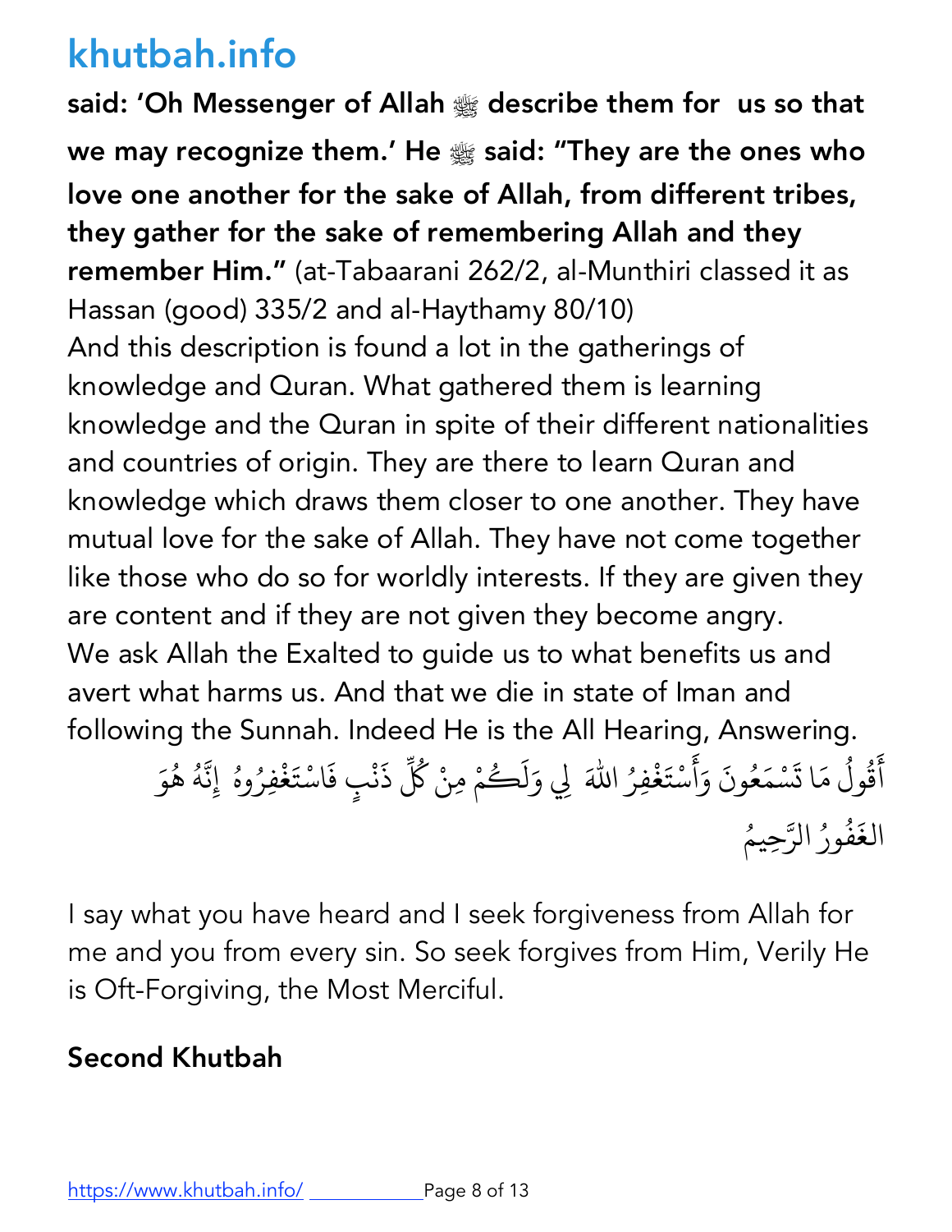**said: 'Oh Messenger of Allah ﷺ describe them for us so that we may recognize them.' He ﷺ said: "They are the ones who love one another for the sake of Allah, from different tribes, they gather for the sake of remembering Allah and they remember Him."** (at-Tabaarani 262/2, al-Munthiri classed it as Hassan (good) 335/2 and al-Haythamy 80/10)

And this description is found a lot in the gatherings of knowledge and Quran. What gathered them is learning knowledge and the Quran in spite of their different nationalities and countries of origin. They are there to learn Quran and knowledge which draws them closer to one another. They have mutual love for the sake of Allah. They have not come together like those who do so for worldly interests. If they are given they are content and if they are not given they become angry.

We ask Allah the Exalted to guide us to what benefits us and avert what harms us. And that we die in state of Iman and following the Sunnah. Indeed He is the All Hearing, Answering.

أَقُولُ مَا تَسْمَعُونَ وَأَسْتَغْفِرُ اللهَ لِي وَلَكُمْ مِنْ كُلِّ ذَنْبٍ فَاسْتَغْفِرُوهُ إِنَّهُ هُوَ الغَفُورُ الرَّحِيمُ

I say what you have heard and I seek forgiveness from Allah for me and you from every sin. So seek forgives from Him, Verily He is Oft-Forgiving, the Most Merciful.

## Second Khutbah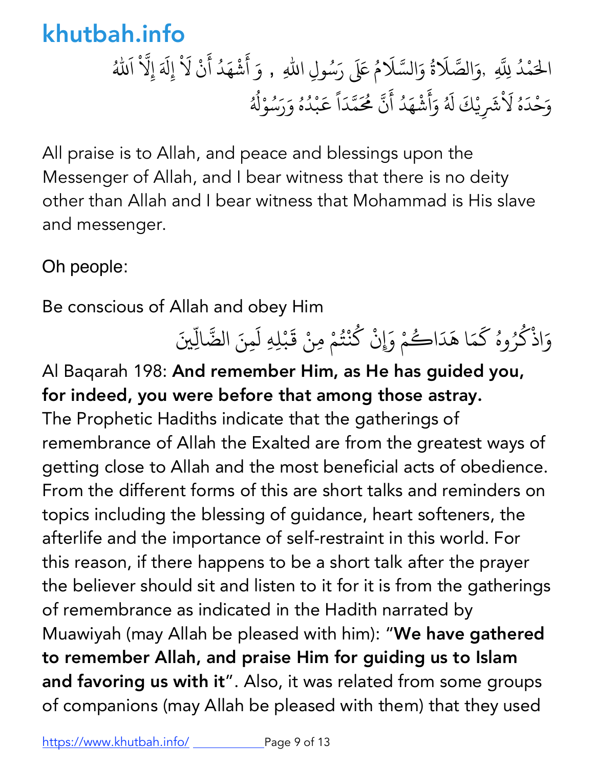الحَمْدُ لِلَّهِ ,وَالصَّلَاةُ وَالسَّلَامُ عَلَى رَسُولِ اللهِ , وَ أَشْهَدُ أَنْ لَاْ إِلَهَ إِلَّاْ اَللّٰهُ وَحْدَهُ لَاْشَرِيْكَ لَهُ وَأَشْهَدُ أَنَّ مُحَمَّدَاً عَبْدُهُ وَرَسُوْلُهُ

All praise is to Allah, and peace and blessings upon the Messenger of Allah, and I bear witness that there is no deity other than Allah and I bear witness that Mohammad is His slave and messenger.

Oh people:

Be conscious of Allah and obey Him

وَاذْكُرُوهُ كَمَا هَدَاكُمْ وَإِنْ كُنْتُمْ مِنْ قَبْلِهِ لَمِنَ الضَّالِّينَ

Al Baqarah 198: **And remember Him, as He has guided you, for indeed, you were before that among those astray.** The Prophetic Hadiths indicate that the gatherings of remembrance of Allah the Exalted are from the greatest ways of getting close to Allah and the most beneficial acts of obedience. From the different forms of this are short talks and reminders on topics including the blessing of guidance, heart softeners, the afterlife and the importance of self-restraint in this world. For this reason, if there happens to be a short talk after the prayer the believer should sit and listen to it for it is from the gatherings of remembrance as indicated in the Hadith narrated by Muawiyah (may Allah be pleased with him): "**We have gathered to remember Allah, and praise Him for guiding us to Islam and favoring us with it**". Also, it was related from some groups of companions (may Allah be pleased with them) that they used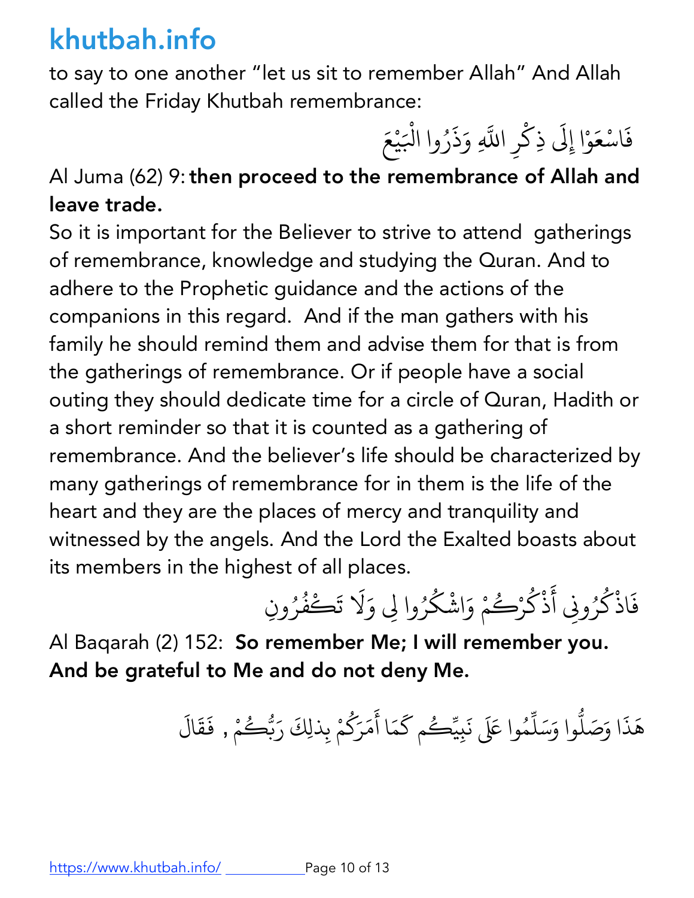to say to one another "let us sit to remember Allah" And Allah called the Friday Khutbah remembrance:

فَاسْعَوْا إِلَىٰ ذِكْرِ اللَّهِ وَذَرُوا الْبَيْعَ

Al Juma (62) 9: **then proceed to the remembrance of Allah and leave trade.**

So it is important for the Believer to strive to attend gatherings of remembrance, knowledge and studying the Quran. And to adhere to the Prophetic guidance and the actions of the companions in this regard. And if the man gathers with his family he should remind them and advise them for that is from the gatherings of remembrance. Or if people have a social outing they should dedicate time for a circle of Quran, Hadith or a short reminder so that it is counted as a gathering of remembrance. And the believer's life should be characterized by many gatherings of remembrance for in them is the life of the heart and they are the places of mercy and tranquility and witnessed by the angels. And the Lord the Exalted boasts about its members in the highest of all places.

فَاذْكُرُونِي أَذْكُرْكُمْ وَاشْكُرُوا لِي وَلَا تَكْفُرُونِ

Al Baqarah (2) 152: **So remember Me; I will remember you. And be grateful to Me and do not deny Me.**

هَذَا وَصَلُّوا وَسَلِّمُوا عَلَى نَبِيِّكُم كَمَا أَمَرَكُمْ بِذلِكَ رَبُّكُمْ , فَقَالَ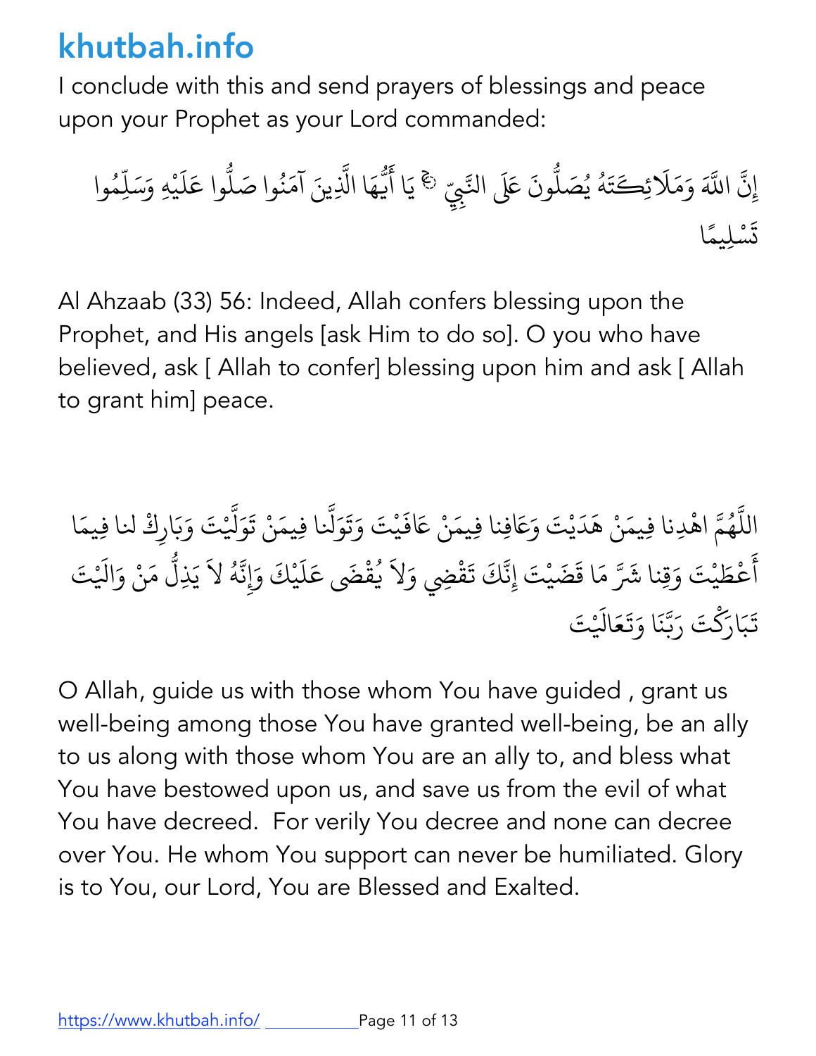I conclude with this and send prayers of blessings and peace upon your Prophet as your Lord commanded:

إِنَّ اللَّهَ وَمَلَائِكَتَهُ يُصَلُّونَ عَلَى النَّبِيِّ ۚ يَا أَيُّهَا الَّذِينَ آمَنُوا صَلُّوا عَلَيْهِ وَسَلِّمُوا تَسْلِيمًا

Al Ahzaab (33) 56: Indeed, Allah confers blessing upon the Prophet, and His angels [ask Him to do so]. O you who have believed, ask [ Allah to confer] blessing upon him and ask [ Allah to grant him] peace.

اللَّهُمَّ اهْدِنا فِيمَنْ هَدَيْتَ وَعَافِنا فِيمَنْ عَافَيْتَ وَتَوَلَّنا فِيمَنْ تَوَلَّيْتَ وَبَارِكْ لنا فِيمَا أَعْطَيْتَ وَقِنا شَرَّ مَا قَضَيْتَ إِنَّكَ تَقْضِي وَلاَ يُقْضَى عَلَيْكَ وَإِنَّهُ لاَ يَذِلُّ مَنْ وَالَيْتَ تَبَارَكْتَ رَبَّنَا وَتَعَالَيْتَ

O Allah, guide us with those whom You have guided , grant us well-being among those You have granted well-being, be an ally to us along with those whom You are an ally to, and bless what You have bestowed upon us, and save us from the evil of what You have decreed. For verily You decree and none can decree over You. He whom You support can never be humiliated. Glory is to You, our Lord, You are Blessed and Exalted.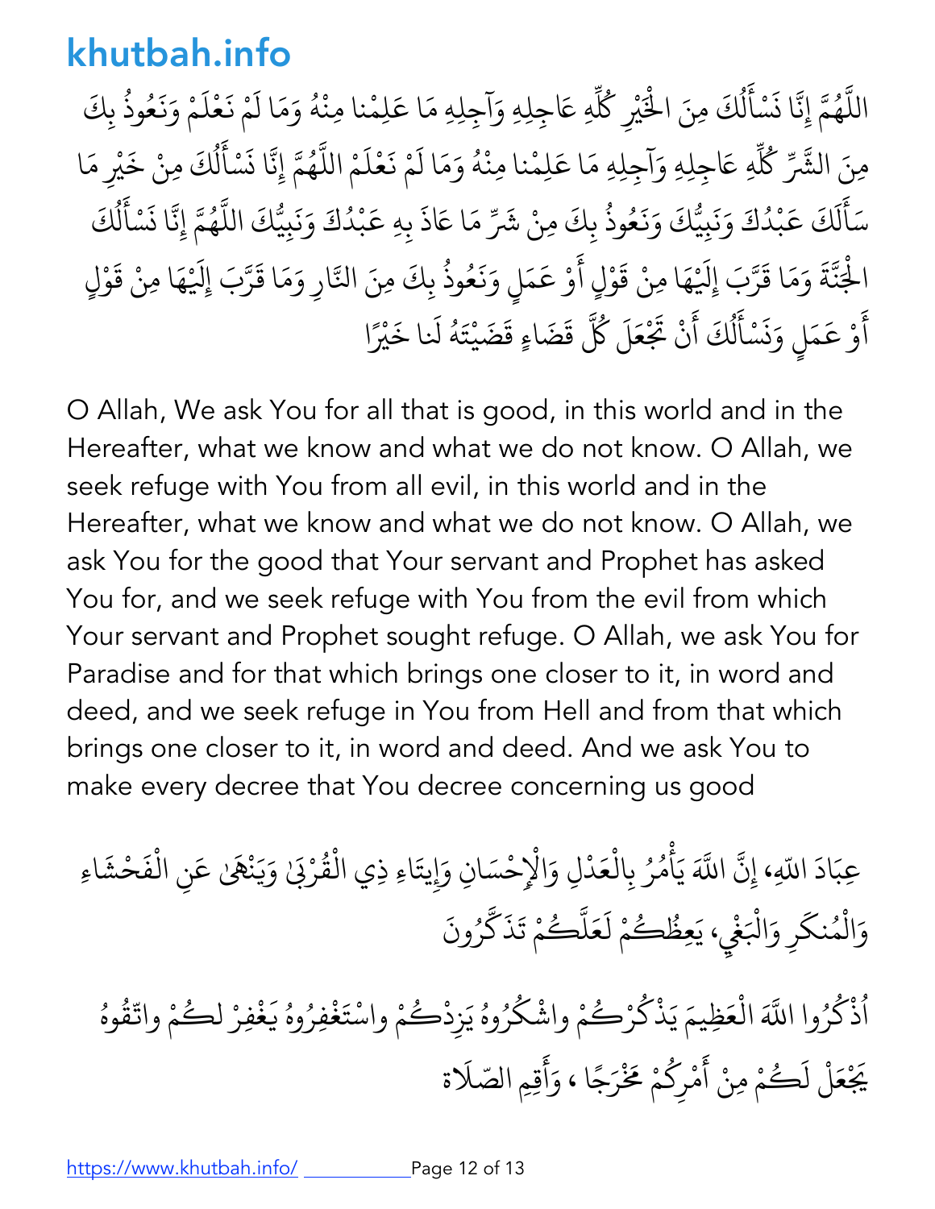اللَّهُمَّ إِنَّا نَسْأَلُكَ مِنَ الْخَيْرِ كُلِّهِ عَاجِلِهِ وَآجِلِهِ مَا عَلِمْنا مِنْهُ وَمَا لَمْ نَعْلَمْ وَنَعُوذُ بِكَ مِنَ الشَّرِّ كُلِّهِ عَاجِلِهِ وَآجِلِهِ مَا عَلِمْنا مِنْهُ وَمَا لَمْ نَعْلَمْ اللَّهُمَّ إِنَّا نَسْأَلُكَ مِنْ خَيْرِ مَا سَأَلَكَ عَبْدُكَ وَنَبِيُّكَ وَنَعُوذُ بِكَ مِنْ شَرِّ مَا عَاذَ بِهِ عَبْدُكَ وَنَبِيُّكَ اللَّهُمَّ إِنَّا نَسْأَلُكَ الْجَنَّةَ وَمَا قَرَّبَ إِلَيْهَا مِنْ قَوْلٍ أَوْ عَمَلٍ وَنَعُوذُ بِكَ مِنَ النَّارِ وَمَا قَرَّبَ إِلَيْهَا مِنْ قَوْلٍ أَوْ عَمَلٍ وَنَسْأَلُكَ أَنْ تَجْعَلَ كُلَّ قَضَاءٍ قَضَيْتَهُ لَنا خَيْرًا

O Allah, We ask You for all that is good, in this world and in the Hereafter, what we know and what we do not know. O Allah, we seek refuge with You from all evil, in this world and in the Hereafter, what we know and what we do not know. O Allah, we ask You for the good that Your servant and Prophet has asked You for, and we seek refuge with You from the evil from which Your servant and Prophet sought refuge. O Allah, we ask You for Paradise and for that which brings one closer to it, in word and deed, and we seek refuge in You from Hell and from that which brings one closer to it, in word and deed. And we ask You to make every decree that You decree concerning us good

عِبَادَ اللهِ، إِنَّ اللَّهَ يَأْمُرُ بِالْعَدْلِ وَالْإِحْسَانِ وَإِيتَاءِ ذِي الْقُرْبَىٰ وَيَنْهَىٰ عَنِ الْفَحْشَاءِ وَالْمُنكَرِ وَالْبَغْيِ، يَعِظُكُمْ لَعَلَّكُمْ تَذَكَّرُونَ

اُذْكُرُوا اللَّهَ الْعَظِيمَ يَذْكُرْكُمْ واشْكُرُوهُ يَزِدْكُمْ واسْتَغْفِرُوهُ يَغْفِرْ لكُمْ واتّقُوهُ يَجْعَلْ لَكُمْ مِنْ أَمْرِكُمْ مَخْرَجًا ، وَأَقِمِ الصّلَاة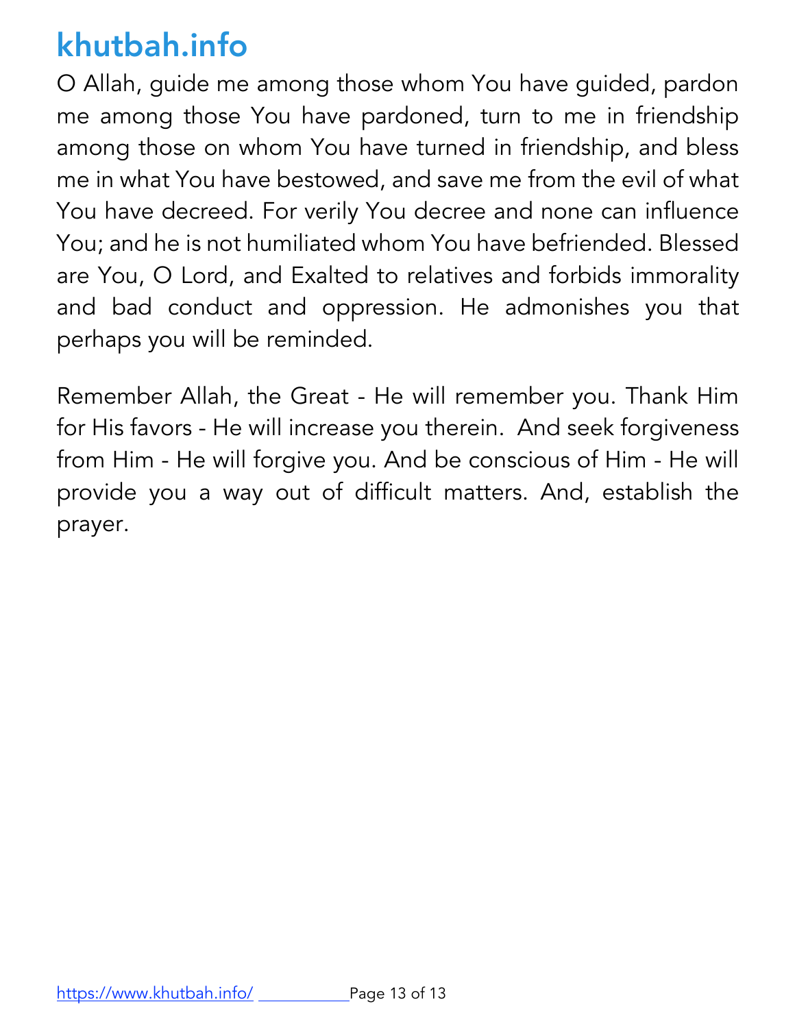O Allah, guide me among those whom You have guided, pardon me among those You have pardoned, turn to me in friendship among those on whom You have turned in friendship, and bless me in what You have bestowed, and save me from the evil of what You have decreed. For verily You decree and none can influence You; and he is not humiliated whom You have befriended. Blessed are You, O Lord, and Exalted to relatives and forbids immorality and bad conduct and oppression. He admonishes you that perhaps you will be reminded.

Remember Allah, the Great - He will remember you. Thank Him for His favors - He will increase you therein. And seek forgiveness from Him - He will forgive you. And be conscious of Him - He will provide you a way out of difficult matters. And, establish the prayer.